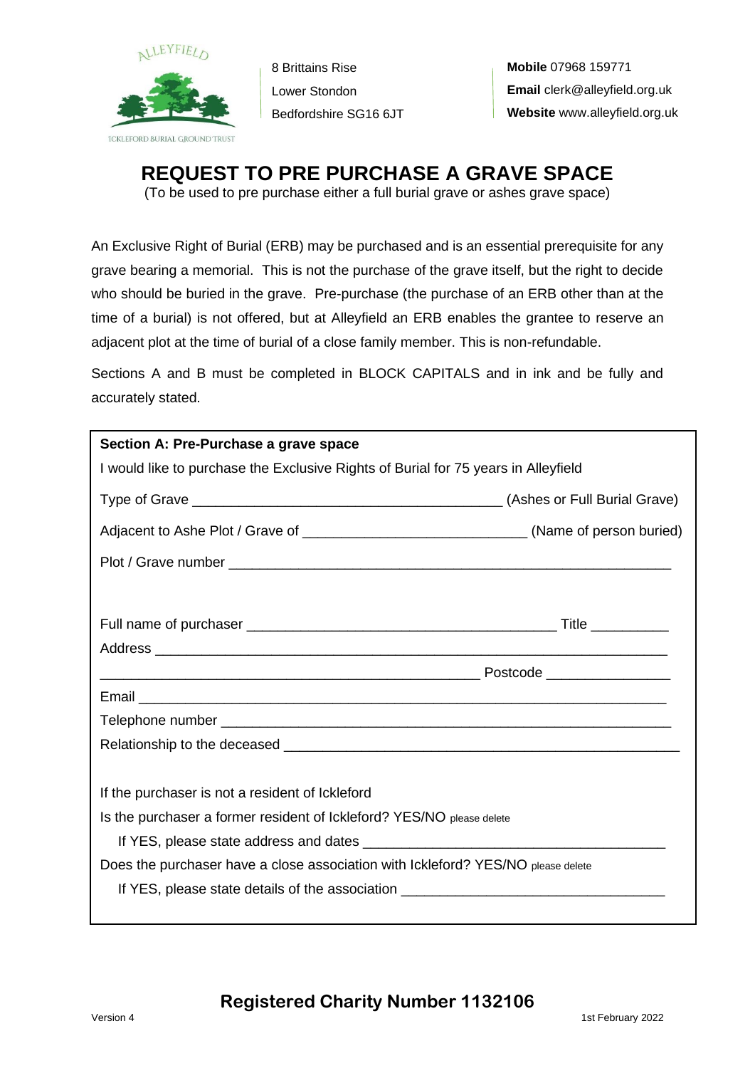ALLEYFIELD
ICKLEFORD BURIAL GROUND TRUST

8 Brittains Rise
Lower Stondon
Bedfordshire SG16 6JT

**Mobile** 07968 159771
**Email** clerk@alleyfield.org.uk
**Website** www.alleyfield.org.uk

# REQUEST TO PRE PURCHASE A GRAVE SPACE

(To be used to pre purchase either a full burial grave or ashes grave space)

An Exclusive Right of Burial (ERB) may be purchased and is an essential prerequisite for any grave bearing a memorial. This is not the purchase of the grave itself, but the right to decide who should be buried in the grave. Pre-purchase (the purchase of an ERB other than at the time of a burial) is not offered, but at Alleyfield an ERB enables the grantee to reserve an adjacent plot at the time of burial of a close family member. This is non-refundable.

Sections A and B must be completed in BLOCK CAPITALS and in ink and be fully and accurately stated.

**Section A: Pre-Purchase a grave space**

I would like to purchase the Exclusive Rights of Burial for 75 years in Alleyfield

Type of Grave ________________________________________ (Ashes or Full Burial Grave)

Adjacent to Ashe Plot / Grave of ____________________________ (Name of person buried)

Plot / Grave number ________________________________________________________

Full name of purchaser ________________________________________ Title __________

Address ________________________________________________________________

________________________________________________ Postcode ________________

Email __________________________________________________________________

Telephone number ________________________________________________________

Relationship to the deceased ________________________________________________

If the purchaser is not a resident of Ickleford

Is the purchaser a former resident of Ickleford? YES/NO please delete

If YES, please state address and dates ______________________________________

Does the purchaser have a close association with Ickleford? YES/NO please delete

If YES, please state details of the association __________________________________

**Registered Charity Number 1132106**

Version 4 1st February 2022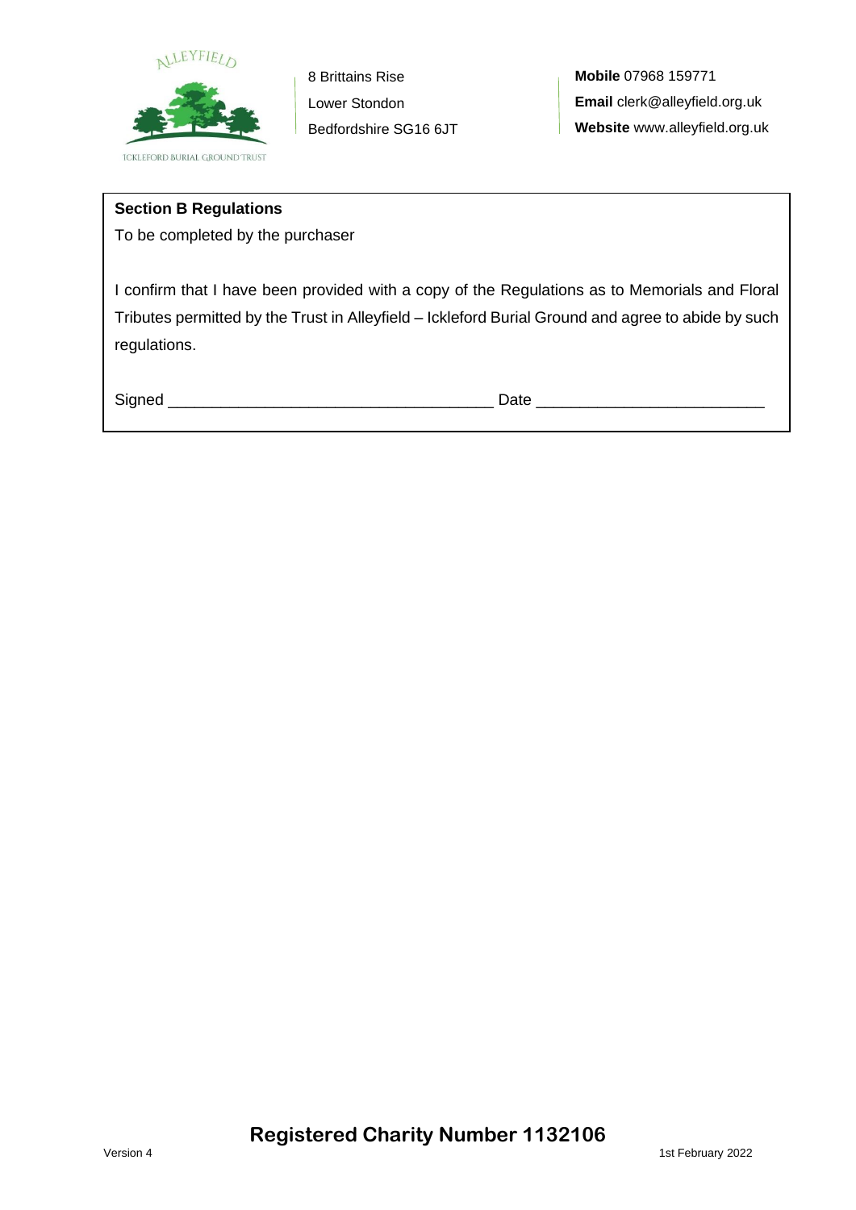8 Brittains Rise
Lower Stondon
Bedfordshire SG16 6JT

**Mobile** 07968 159771
**Email** clerk@alleyfield.org.uk
**Website** www.alleyfield.org.uk

**Section B Regulations**

To be completed by the purchaser

I confirm that I have been provided with a copy of the Regulations as to Memorials and Floral Tributes permitted by the Trust in Alleyfield – Ickleford Burial Ground and agree to abide by such regulations.

Signed ____________________________________ Date _________________________

**Registered Charity Number 1132106**

Version 4 1st February 2022